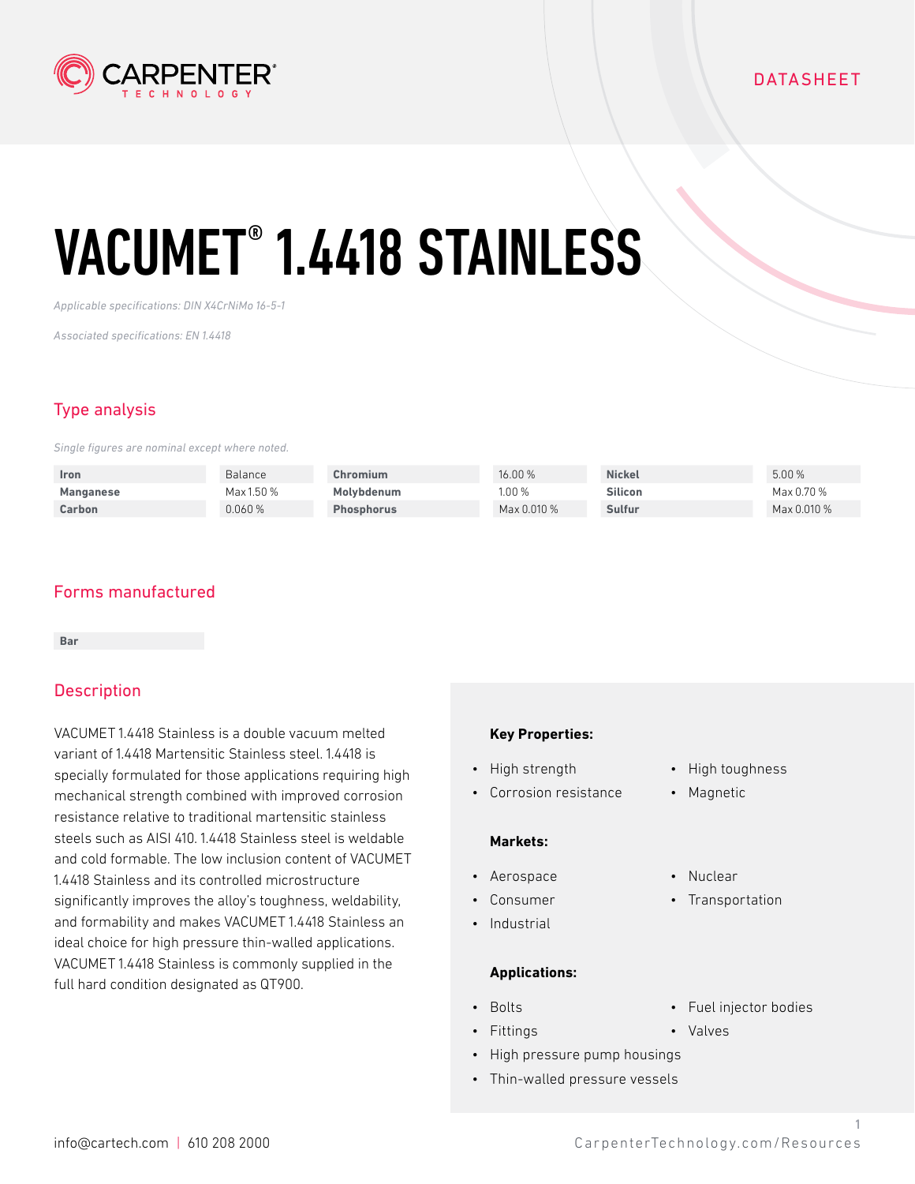DATASHEET

# VACUMET® 1.4418 STAINLESS

*Applicable specifications: DIN X4CrNiMo 16-5-1*

*Associated specifications: EN 1.4418*

## Type analysis

*Single figures are nominal except where noted.*

| | | | | | |
|---|---|---|---|---|---|
| **Iron** | Balance | **Chromium** | 16.00 % | **Nickel** | 5.00 % |
| **Manganese** | Max 1.50 % | **Molybdenum** | 1.00 % | **Silicon** | Max 0.70 % |
| **Carbon** | 0.060 % | **Phosphorus** | Max 0.010 % | **Sulfur** | Max 0.010 % |

## Forms manufactured

| |
|---|
| **Bar** |

## Description

VACUMET 1.4418 Stainless is a double vacuum melted variant of 1.4418 Martensitic Stainless steel. 1.4418 is specially formulated for those applications requiring high mechanical strength combined with improved corrosion resistance relative to traditional martensitic stainless steels such as AISI 410. 1.4418 Stainless steel is weldable and cold formable. The low inclusion content of VACUMET 1.4418 Stainless and its controlled microstructure significantly improves the alloy's toughness, weldability, and formability and makes VACUMET 1.4418 Stainless an ideal choice for high pressure thin-walled applications. VACUMET 1.4418 Stainless is commonly supplied in the full hard condition designated as QT900.

**Key Properties:**

- High strength
- Corrosion resistance
- High toughness
- Magnetic

**Markets:**

- Aerospace
- Consumer
- Industrial
- Nuclear
- Transportation

**Applications:**

- Bolts
- Fittings
- High pressure pump housings
- Thin-walled pressure vessels
- Fuel injector bodies
- Valves

info@cartech.com | 610 208 2000

CarpenterTechnology.com/Resources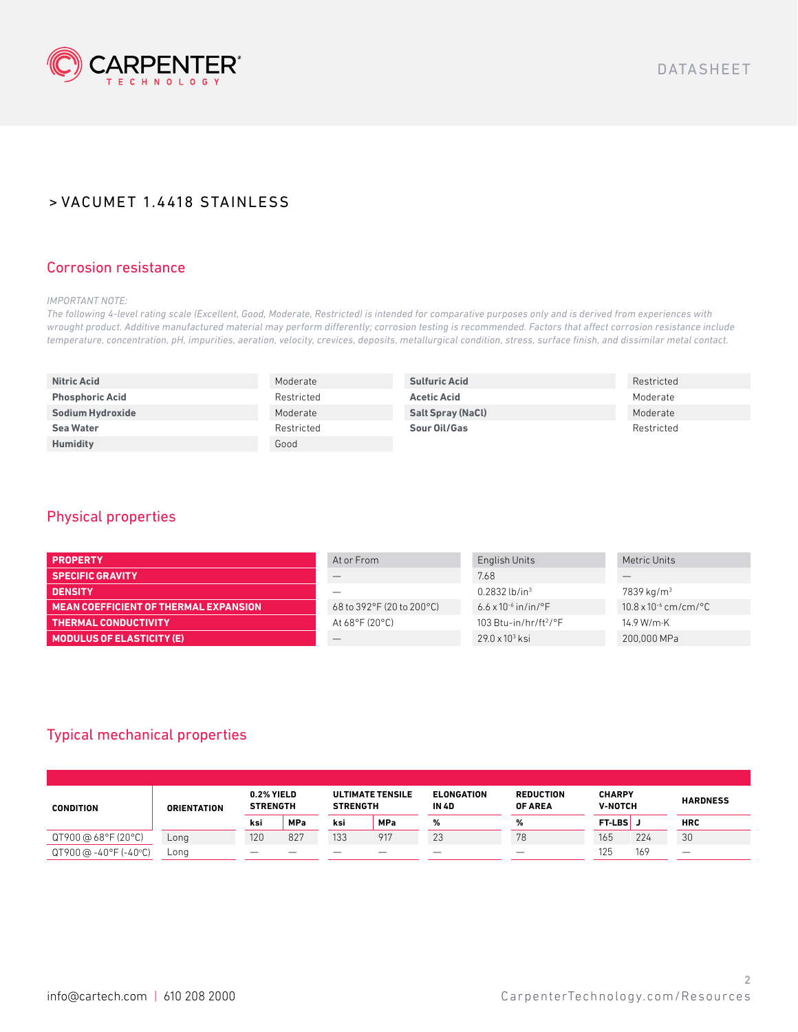# > VACUMET 1.4418 STAINLESS

## Corrosion resistance

*IMPORTANT NOTE:*
*The following 4-level rating scale (Excellent, Good, Moderate, Restricted) is intended for comparative purposes only and is derived from experiences with wrought product. Additive manufactured material may perform differently; corrosion testing is recommended. Factors that affect corrosion resistance include temperature, concentration, pH, impurities, aeration, velocity, crevices, deposits, metallurgical condition, stress, surface finish, and dissimilar metal contact.*

| | | | |
|---|---|---|---|
| **Nitric Acid** | Moderate | **Sulfuric Acid** | Restricted |
| **Phosphoric Acid** | Restricted | **Acetic Acid** | Moderate |
| **Sodium Hydroxide** | Moderate | **Salt Spray (NaCl)** | Moderate |
| **Sea Water** | Restricted | **Sour Oil/Gas** | Restricted |
| **Humidity** | Good | | |

## Physical properties

| PROPERTY | At or From | English Units | Metric Units |
|---|---|---|---|
| SPECIFIC GRAVITY | — | 7.68 | — |
| DENSITY | — | 0.2832 lb/in³ | 7839 kg/m³ |
| MEAN COEFFICIENT OF THERMAL EXPANSION | 68 to 392°F (20 to 200°C) | $6.6 \times 10^{-6}$ in/in/°F | $10.8 \times 10^{-6}$ cm/cm/°C |
| THERMAL CONDUCTIVITY | At 68°F (20°C) | 103 Btu-in/hr/ft²/°F | 14.9 W/m·K |
| MODULUS OF ELASTICITY (E) | — | $29.0 \times 10^{3}$ ksi | 200,000 MPa |

## Typical mechanical properties

| CONDITION | ORIENTATION | 0.2% YIELD STRENGTH | | ULTIMATE TENSILE STRENGTH | | ELONGATION IN 4D | REDUCTION OF AREA | CHARPY V-NOTCH | | HARDNESS |
|---|---|---|---|---|---|---|---|---|---|---|
| | | ksi | MPa | ksi | MPa | % | % | FT-LBS | J | HRC |
| QT900 @ 68°F (20°C) | Long | 120 | 827 | 133 | 917 | 23 | 78 | 165 | 224 | 30 |
| QT900 @ -40°F (-40°C) | Long | — | — | — | — | — | — | 125 | 169 | — |

info@cartech.com | 610 208 2000

CarpenterTechnology.com/Resources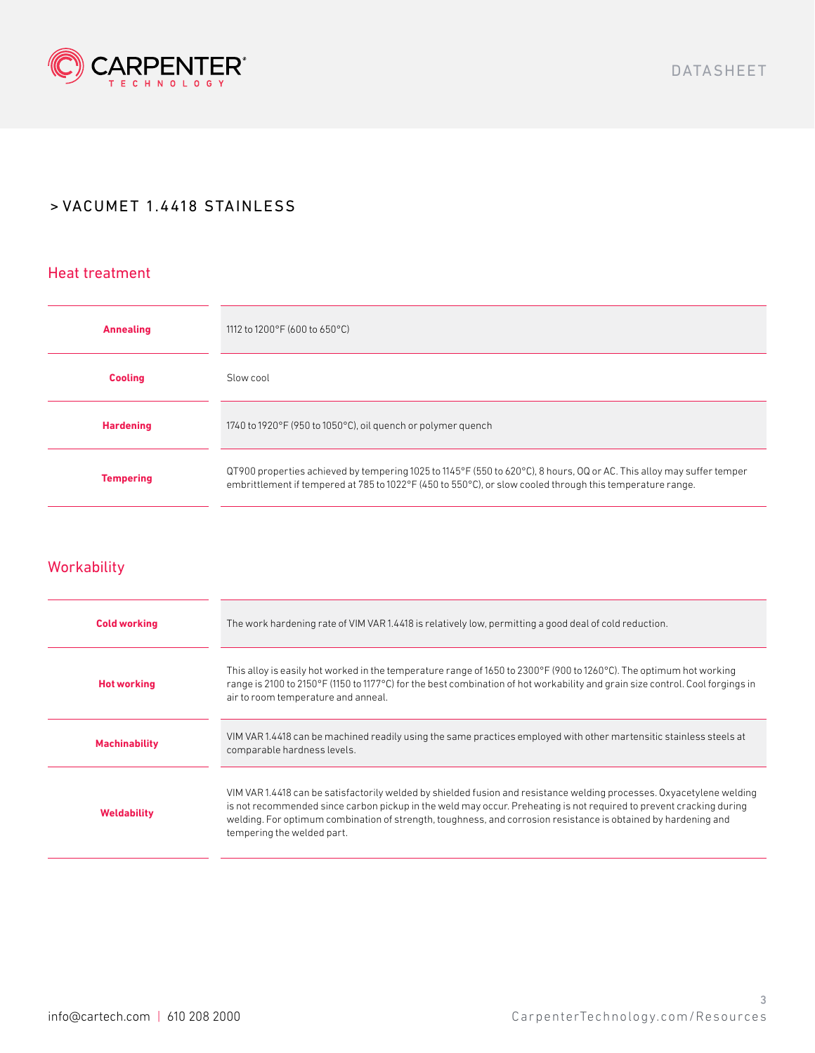# > VACUMET 1.4418 STAINLESS

## Heat treatment

| | |
|---|---|
| **Annealing** | 1112 to 1200°F (600 to 650°C) |
| **Cooling** | Slow cool |
| **Hardening** | 1740 to 1920°F (950 to 1050°C), oil quench or polymer quench |
| **Tempering** | QT900 properties achieved by tempering 1025 to 1145°F (550 to 620°C), 8 hours, OQ or AC. This alloy may suffer temper embrittlement if tempered at 785 to 1022°F (450 to 550°C), or slow cooled through this temperature range. |

## Workability

| | |
|---|---|
| **Cold working** | The work hardening rate of VIM VAR 1.4418 is relatively low, permitting a good deal of cold reduction. |
| **Hot working** | This alloy is easily hot worked in the temperature range of 1650 to 2300°F (900 to 1260°C). The optimum hot working range is 2100 to 2150°F (1150 to 1177°C) for the best combination of hot workability and grain size control. Cool forgings in air to room temperature and anneal. |
| **Machinability** | VIM VAR 1.4418 can be machined readily using the same practices employed with other martensitic stainless steels at comparable hardness levels. |
| **Weldability** | VIM VAR 1.4418 can be satisfactorily welded by shielded fusion and resistance welding processes. Oxyacetylene welding is not recommended since carbon pickup in the weld may occur. Preheating is not required to prevent cracking during welding. For optimum combination of strength, toughness, and corrosion resistance is obtained by hardening and tempering the welded part. |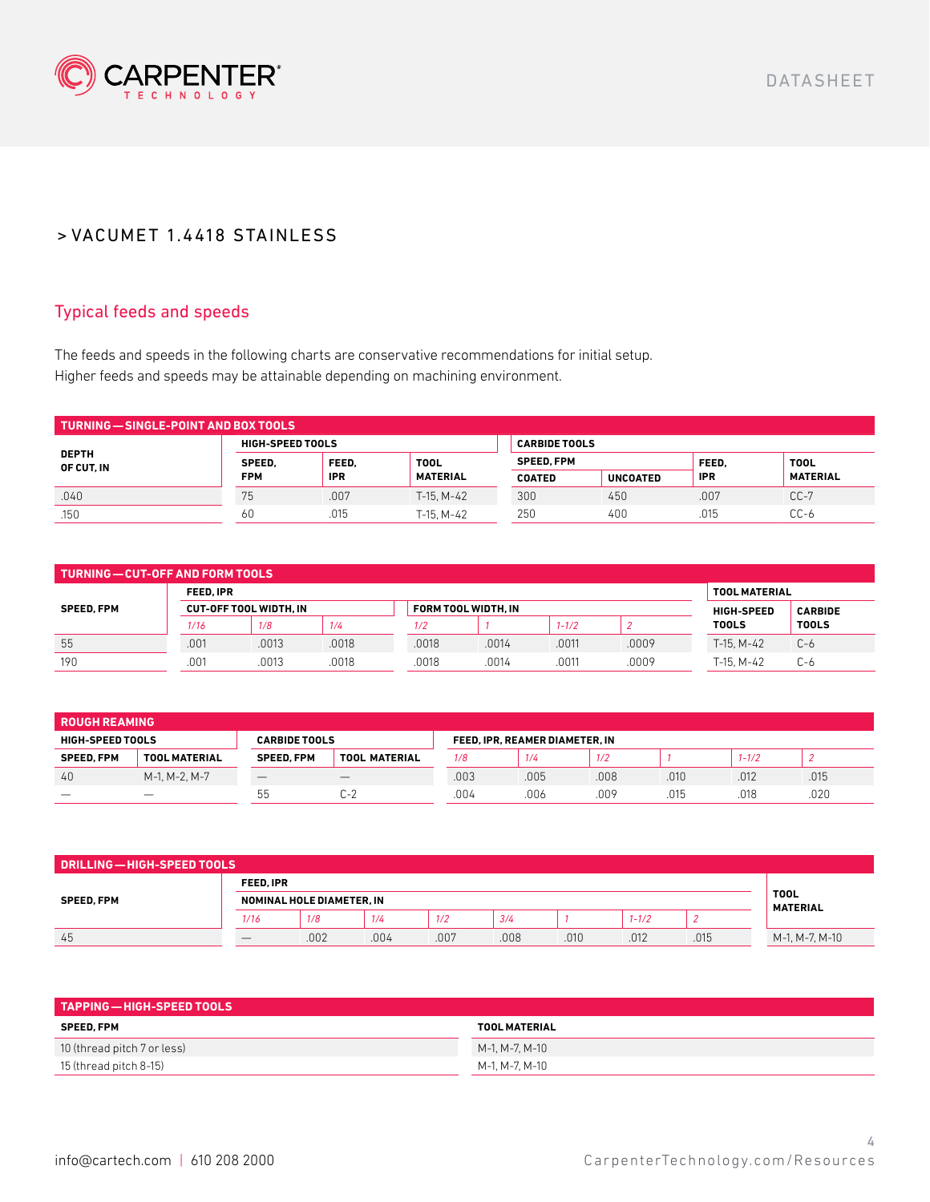## > VACUMET 1.4418 STAINLESS

### Typical feeds and speeds

The feeds and speeds in the following charts are conservative recommendations for initial setup. Higher feeds and speeds may be attainable depending on machining environment.

**TURNING—SINGLE-POINT AND BOX TOOLS**

| DEPTH OF CUT, IN | HIGH-SPEED TOOLS | | | CARBIDE TOOLS | | | |
|---|---|---|---|---|---|---|---|
| | SPEED, FPM | FEED, IPR | TOOL MATERIAL | SPEED, FPM | | FEED, IPR | TOOL MATERIAL |
| | | | | COATED | UNCOATED | | |
| .040 | 75 | .007 | T-15, M-42 | 300 | 450 | .007 | CC-7 |
| .150 | 60 | .015 | T-15, M-42 | 250 | 400 | .015 | CC-6 |

**TURNING—CUT-OFF AND FORM TOOLS**

| SPEED, FPM | FEED, IPR | | | | | | | TOOL MATERIAL | |
|---|---|---|---|---|---|---|---|---|---|
| | CUT-OFF TOOL WIDTH, IN | | | FORM TOOL WIDTH, IN | | | | HIGH-SPEED TOOLS | CARBIDE TOOLS |
| | 1/16 | 1/8 | 1/4 | 1/2 | 1 | 1-1/2 | 2 | | |
| 55 | .001 | .0013 | .0018 | .0018 | .0014 | .0011 | .0009 | T-15, M-42 | C-6 |
| 190 | .001 | .0013 | .0018 | .0018 | .0014 | .0011 | .0009 | T-15, M-42 | C-6 |

**ROUGH REAMING**

| HIGH-SPEED TOOLS | | CARBIDE TOOLS | | FEED, IPR, REAMER DIAMETER, IN | | | | | |
|---|---|---|---|---|---|---|---|---|---|
| SPEED, FPM | TOOL MATERIAL | SPEED, FPM | TOOL MATERIAL | 1/8 | 1/4 | 1/2 | 1 | 1-1/2 | 2 |
| 40 | M-1, M-2, M-7 | — | — | .003 | .005 | .008 | .010 | .012 | .015 |
| — | — | 55 | C-2 | .004 | .006 | .009 | .015 | .018 | .020 |

**DRILLING—HIGH-SPEED TOOLS**

| SPEED, FPM | FEED, IPR | | | | | | | | TOOL MATERIAL |
|---|---|---|---|---|---|---|---|---|---|
| | NOMINAL HOLE DIAMETER, IN | | | | | | | | |
| | 1/16 | 1/8 | 1/4 | 1/2 | 3/4 | 1 | 1-1/2 | 2 | |
| 45 | — | .002 | .004 | .007 | .008 | .010 | .012 | .015 | M-1, M-7, M-10 |

**TAPPING—HIGH-SPEED TOOLS**

| SPEED, FPM | TOOL MATERIAL |
|---|---|
| 10 (thread pitch 7 or less) | M-1, M-7, M-10 |
| 15 (thread pitch 8-15) | M-1, M-7, M-10 |

info@cartech.com | 610 208 2000

CarpenterTechnology.com/Resources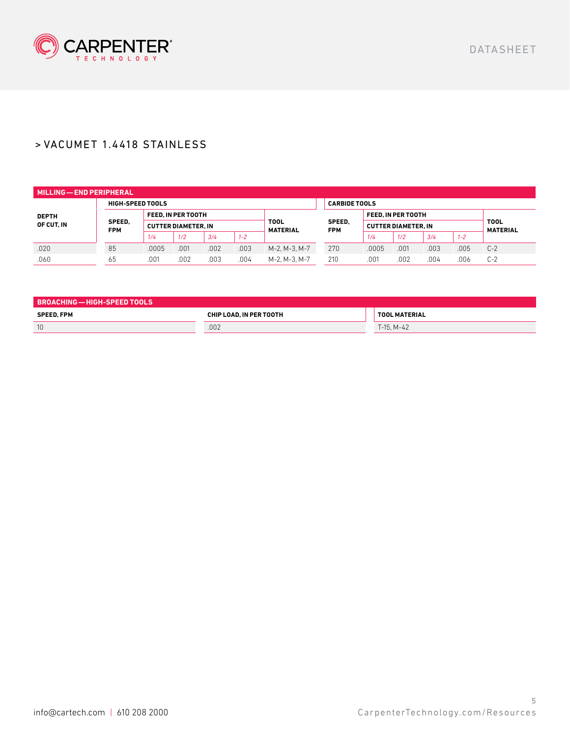## > VACUMET 1.4418 STAINLESS

**MILLING — END PERIPHERAL**

| DEPTH OF CUT, IN | HIGH-SPEED TOOLS | | | | | | CARBIDE TOOLS | | | | | |
|---|---|---|---|---|---|---|---|---|---|---|---|---|
| | SPEED, FPM | FEED, IN PER TOOTH | | | | TOOL MATERIAL | SPEED, FPM | FEED, IN PER TOOTH | | | | TOOL MATERIAL |
| | | CUTTER DIAMETER, IN | | | | | | CUTTER DIAMETER, IN | | | | |
| | | 1/4 | 1/2 | 3/4 | 1-2 | | | 1/4 | 1/2 | 3/4 | 1-2 | |
| .020 | 85 | .0005 | .001 | .002 | .003 | M-2, M-3, M-7 | 270 | .0005 | .001 | .003 | .005 | C-2 |
| .060 | 65 | .001 | .002 | .003 | .004 | M-2, M-3, M-7 | 210 | .001 | .002 | .004 | .006 | C-2 |

**BROACHING — HIGH-SPEED TOOLS**

| SPEED, FPM | CHIP LOAD, IN PER TOOTH | TOOL MATERIAL |
|---|---|---|
| 10 | .002 | T-15, M-42 |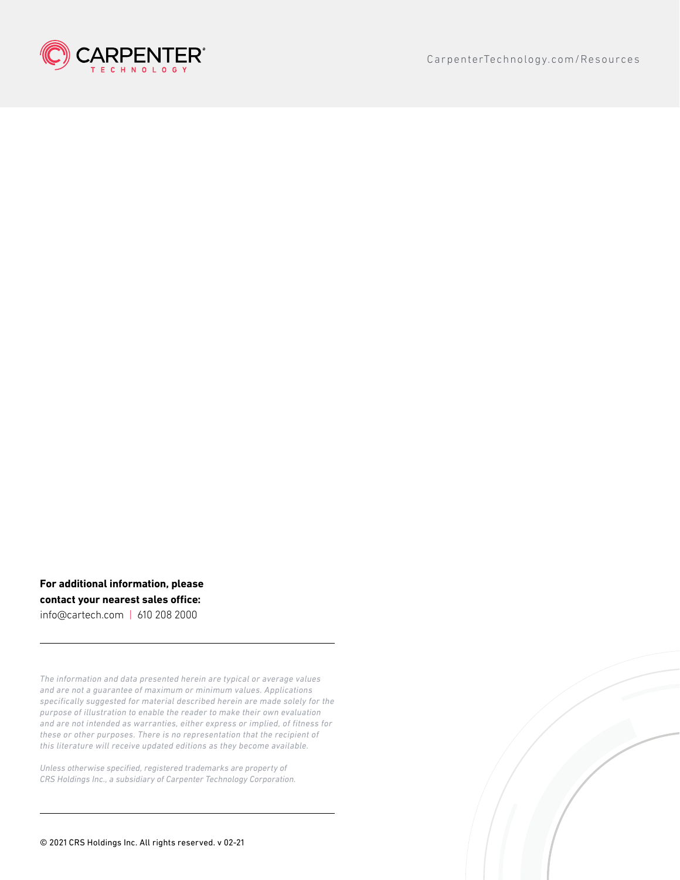CarpenterTechnology.com/Resources

**For additional information, please contact your nearest sales office:**
info@cartech.com | 610 208 2000

---

*The information and data presented herein are typical or average values and are not a guarantee of maximum or minimum values. Applications specifically suggested for material described herein are made solely for the purpose of illustration to enable the reader to make their own evaluation and are not intended as warranties, either express or implied, of fitness for these or other purposes. There is no representation that the recipient of this literature will receive updated editions as they become available.*

*Unless otherwise specified, registered trademarks are property of CRS Holdings Inc., a subsidiary of Carpenter Technology Corporation.*

---

© 2021 CRS Holdings Inc. All rights reserved. v 02-21